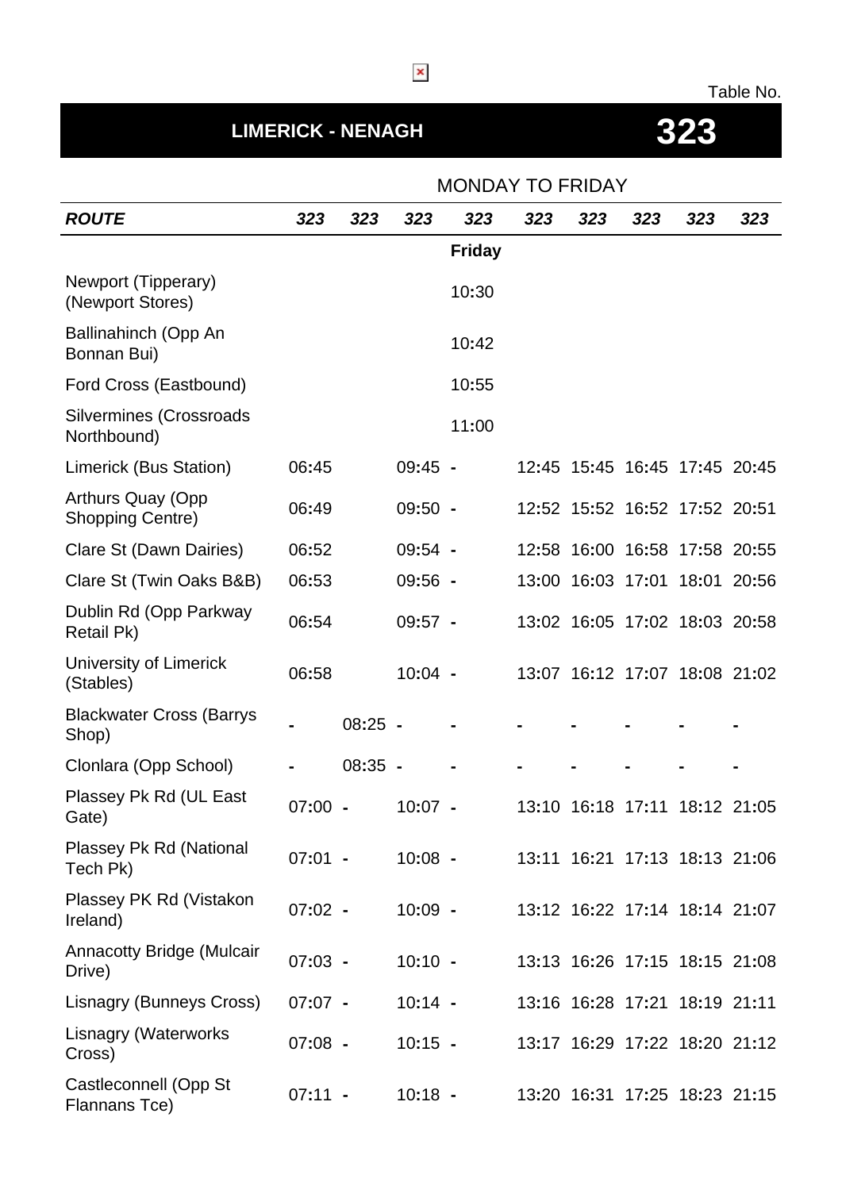Table No.

# LIMERICK - NENAGH **323**

MONDAY TO FRIDAY

| ***ROUTE*** | ***323*** | ***323*** | ***323*** | ***323*** | ***323*** | ***323*** | ***323*** | ***323*** | ***323*** |
|---|---|---|---|---|---|---|---|---|---|
| | | | | **Friday** | | | | | |
| Newport (Tipperary) (Newport Stores) | | | | 10:30 | | | | | |
| Ballinahinch (Opp An Bonnan Bui) | | | | 10:42 | | | | | |
| Ford Cross (Eastbound) | | | | 10:55 | | | | | |
| Silvermines (Crossroads Northbound) | | | | 11:00 | | | | | |
| Limerick (Bus Station) | 06:45 | | 09:45 | - | 12:45 | 15:45 | 16:45 | 17:45 | 20:45 |
| Arthurs Quay (Opp Shopping Centre) | 06:49 | | 09:50 | - | 12:52 | 15:52 | 16:52 | 17:52 | 20:51 |
| Clare St (Dawn Dairies) | 06:52 | | 09:54 | - | 12:58 | 16:00 | 16:58 | 17:58 | 20:55 |
| Clare St (Twin Oaks B&B) | 06:53 | | 09:56 | - | 13:00 | 16:03 | 17:01 | 18:01 | 20:56 |
| Dublin Rd (Opp Parkway Retail Pk) | 06:54 | | 09:57 | - | 13:02 | 16:05 | 17:02 | 18:03 | 20:58 |
| University of Limerick (Stables) | 06:58 | | 10:04 | - | 13:07 | 16:12 | 17:07 | 18:08 | 21:02 |
| Blackwater Cross (Barrys Shop) | - | 08:25 | - | - | - | - | - | - | - |
| Clonlara (Opp School) | - | 08:35 | - | - | - | - | - | - | - |
| Plassey Pk Rd (UL East Gate) | 07:00 | - | 10:07 | - | 13:10 | 16:18 | 17:11 | 18:12 | 21:05 |
| Plassey Pk Rd (National Tech Pk) | 07:01 | - | 10:08 | - | 13:11 | 16:21 | 17:13 | 18:13 | 21:06 |
| Plassey PK Rd (Vistakon Ireland) | 07:02 | - | 10:09 | - | 13:12 | 16:22 | 17:14 | 18:14 | 21:07 |
| Annacotty Bridge (Mulcair Drive) | 07:03 | - | 10:10 | - | 13:13 | 16:26 | 17:15 | 18:15 | 21:08 |
| Lisnagry (Bunneys Cross) | 07:07 | - | 10:14 | - | 13:16 | 16:28 | 17:21 | 18:19 | 21:11 |
| Lisnagry (Waterworks Cross) | 07:08 | - | 10:15 | - | 13:17 | 16:29 | 17:22 | 18:20 | 21:12 |
| Castleconnell (Opp St Flannans Tce) | 07:11 | - | 10:18 | - | 13:20 | 16:31 | 17:25 | 18:23 | 21:15 |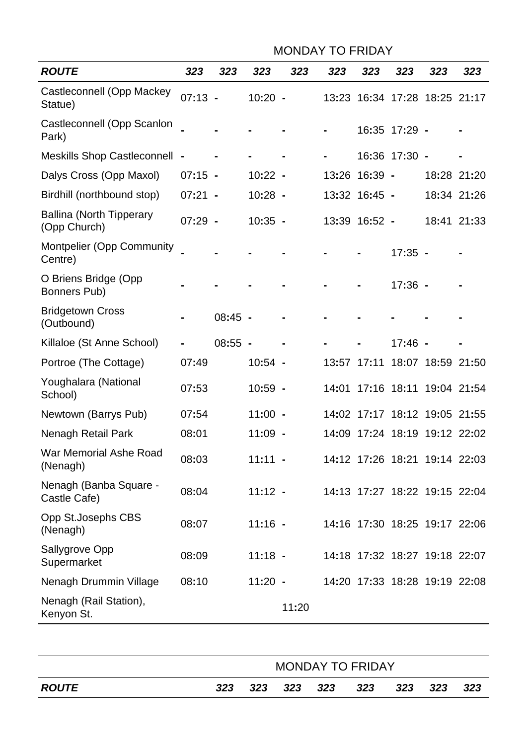MONDAY TO FRIDAY

| ROUTE | 323 | 323 | 323 | 323 | 323 | 323 | 323 | 323 | 323 |
|---|---|---|---|---|---|---|---|---|---|
| Castleconnell (Opp Mackey Statue) | 07:13 | - | 10:20 | - | 13:23 | 16:34 | 17:28 | 18:25 | 21:17 |
| Castleconnell (Opp Scanlon Park) | - | - | - | - | - | 16:35 | 17:29 | - | - |
| Meskills Shop Castleconnell | - | - | - | - | - | 16:36 | 17:30 | - | - |
| Dalys Cross (Opp Maxol) | 07:15 | - | 10:22 | - | 13:26 | 16:39 | - | 18:28 | 21:20 |
| Birdhill (northbound stop) | 07:21 | - | 10:28 | - | 13:32 | 16:45 | - | 18:34 | 21:26 |
| Ballina (North Tipperary (Opp Church) | 07:29 | - | 10:35 | - | 13:39 | 16:52 | - | 18:41 | 21:33 |
| Montpelier (Opp Community Centre) | - | - | - | - | - | - | 17:35 | - | - |
| O Briens Bridge (Opp Bonners Pub) | - | - | - | - | - | - | 17:36 | - | - |
| Bridgetown Cross (Outbound) | - | 08:45 | - | - | - | - | - | - | - |
| Killaloe (St Anne School) | - | 08:55 | - | - | - | - | 17:46 | - | - |
| Portroe (The Cottage) | 07:49 | | 10:54 | - | 13:57 | 17:11 | 18:07 | 18:59 | 21:50 |
| Youghalara (National School) | 07:53 | | 10:59 | - | 14:01 | 17:16 | 18:11 | 19:04 | 21:54 |
| Newtown (Barrys Pub) | 07:54 | | 11:00 | - | 14:02 | 17:17 | 18:12 | 19:05 | 21:55 |
| Nenagh Retail Park | 08:01 | | 11:09 | - | 14:09 | 17:24 | 18:19 | 19:12 | 22:02 |
| War Memorial Ashe Road (Nenagh) | 08:03 | | 11:11 | - | 14:12 | 17:26 | 18:21 | 19:14 | 22:03 |
| Nenagh (Banba Square - Castle Cafe) | 08:04 | | 11:12 | - | 14:13 | 17:27 | 18:22 | 19:15 | 22:04 |
| Opp St.Josephs CBS (Nenagh) | 08:07 | | 11:16 | - | 14:16 | 17:30 | 18:25 | 19:17 | 22:06 |
| Sallygrove Opp Supermarket | 08:09 | | 11:18 | - | 14:18 | 17:32 | 18:27 | 19:18 | 22:07 |
| Nenagh Drummin Village | 08:10 | | 11:20 | - | 14:20 | 17:33 | 18:28 | 19:19 | 22:08 |
| Nenagh (Rail Station), Kenyon St. | | | | 11:20 | | | | | |

MONDAY TO FRIDAY

| ROUTE | 323 | 323 | 323 | 323 | 323 | 323 | 323 | 323 |
|---|---|---|---|---|---|---|---|---|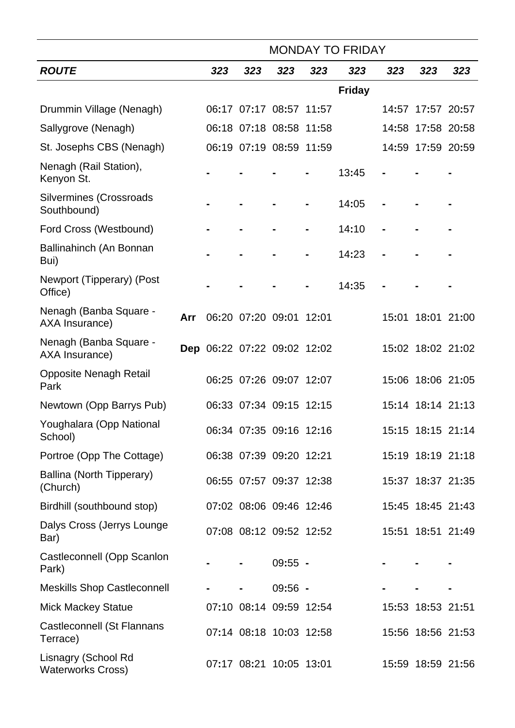| | | MONDAY TO FRIDAY | | | | | | | |
|---|---|---|---|---|---|---|---|---|---|
| ***ROUTE*** | | ***323*** | ***323*** | ***323*** | ***323*** | ***323*** | ***323*** | ***323*** | ***323*** |
| | | | | | | **Friday** | | | |
| Drummin Village (Nenagh) | | 06:17 | 07:17 | 08:57 | 11:57 | | 14:57 | 17:57 | 20:57 |
| Sallygrove (Nenagh) | | 06:18 | 07:18 | 08:58 | 11:58 | | 14:58 | 17:58 | 20:58 |
| St. Josephs CBS (Nenagh) | | 06:19 | 07:19 | 08:59 | 11:59 | | 14:59 | 17:59 | 20:59 |
| Nenagh (Rail Station), Kenyon St. | | - | - | - | - | 13:45 | - | - | - |
| Silvermines (Crossroads Southbound) | | - | - | - | - | 14:05 | - | - | - |
| Ford Cross (Westbound) | | - | - | - | - | 14:10 | - | - | - |
| Ballinahinch (An Bonnan Bui) | | - | - | - | - | 14:23 | - | - | - |
| Newport (Tipperary) (Post Office) | | - | - | - | - | 14:35 | - | - | - |
| Nenagh (Banba Square - AXA Insurance) | Arr | 06:20 | 07:20 | 09:01 | 12:01 | | 15:01 | 18:01 | 21:00 |
| Nenagh (Banba Square - AXA Insurance) | **Dep** | 06:22 | 07:22 | 09:02 | 12:02 | | 15:02 | 18:02 | 21:02 |
| Opposite Nenagh Retail Park | | 06:25 | 07:26 | 09:07 | 12:07 | | 15:06 | 18:06 | 21:05 |
| Newtown (Opp Barrys Pub) | | 06:33 | 07:34 | 09:15 | 12:15 | | 15:14 | 18:14 | 21:13 |
| Youghalara (Opp National School) | | 06:34 | 07:35 | 09:16 | 12:16 | | 15:15 | 18:15 | 21:14 |
| Portroe (Opp The Cottage) | | 06:38 | 07:39 | 09:20 | 12:21 | | 15:19 | 18:19 | 21:18 |
| Ballina (North Tipperary) (Church) | | 06:55 | 07:57 | 09:37 | 12:38 | | 15:37 | 18:37 | 21:35 |
| Birdhill (southbound stop) | | 07:02 | 08:06 | 09:46 | 12:46 | | 15:45 | 18:45 | 21:43 |
| Dalys Cross (Jerrys Lounge Bar) | | 07:08 | 08:12 | 09:52 | 12:52 | | 15:51 | 18:51 | 21:49 |
| Castleconnell (Opp Scanlon Park) | | - | - | 09:55 | - | | - | - | - |
| Meskills Shop Castleconnell | | - | - | 09:56 | - | | - | - | - |
| Mick Mackey Statue | | 07:10 | 08:14 | 09:59 | 12:54 | | 15:53 | 18:53 | 21:51 |
| Castleconnell (St Flannans Terrace) | | 07:14 | 08:18 | 10:03 | 12:58 | | 15:56 | 18:56 | 21:53 |
| Lisnagry (School Rd Waterworks Cross) | | 07:17 | 08:21 | 10:05 | 13:01 | | 15:59 | 18:59 | 21:56 |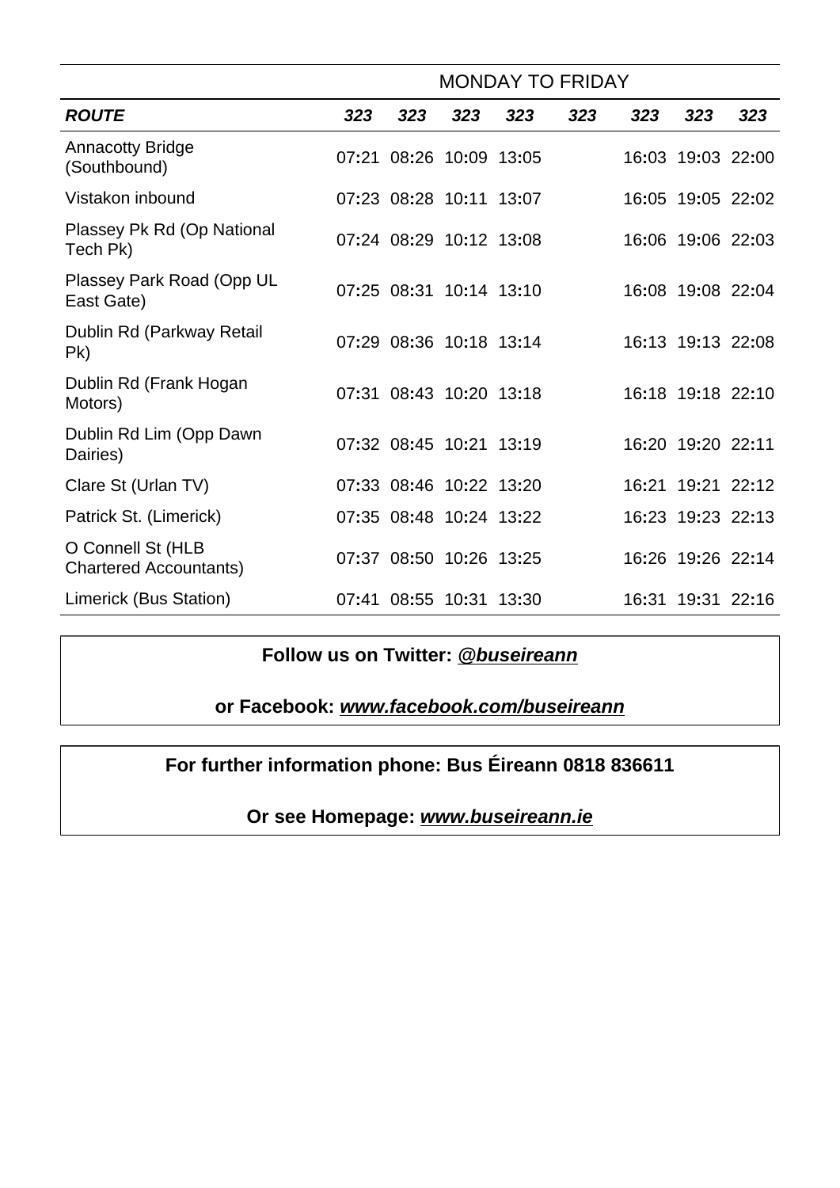| | MONDAY TO FRIDAY | | | | | | | |
|---|---|---|---|---|---|---|---|---|
| ***ROUTE*** | ***323*** | ***323*** | ***323*** | ***323*** | ***323*** | ***323*** | ***323*** | ***323*** |
| Annacotty Bridge (Southbound) | 07:21 | 08:26 | 10:09 | 13:05 | | 16:03 | 19:03 | 22:00 |
| Vistakon inbound | 07:23 | 08:28 | 10:11 | 13:07 | | 16:05 | 19:05 | 22:02 |
| Plassey Pk Rd (Op National Tech Pk) | 07:24 | 08:29 | 10:12 | 13:08 | | 16:06 | 19:06 | 22:03 |
| Plassey Park Road (Opp UL East Gate) | 07:25 | 08:31 | 10:14 | 13:10 | | 16:08 | 19:08 | 22:04 |
| Dublin Rd (Parkway Retail Pk) | 07:29 | 08:36 | 10:18 | 13:14 | | 16:13 | 19:13 | 22:08 |
| Dublin Rd (Frank Hogan Motors) | 07:31 | 08:43 | 10:20 | 13:18 | | 16:18 | 19:18 | 22:10 |
| Dublin Rd Lim (Opp Dawn Dairies) | 07:32 | 08:45 | 10:21 | 13:19 | | 16:20 | 19:20 | 22:11 |
| Clare St (Urlan TV) | 07:33 | 08:46 | 10:22 | 13:20 | | 16:21 | 19:21 | 22:12 |
| Patrick St. (Limerick) | 07:35 | 08:48 | 10:24 | 13:22 | | 16:23 | 19:23 | 22:13 |
| O Connell St (HLB Chartered Accountants) | 07:37 | 08:50 | 10:26 | 13:25 | | 16:26 | 19:26 | 22:14 |
| Limerick (Bus Station) | 07:41 | 08:55 | 10:31 | 13:30 | | 16:31 | 19:31 | 22:16 |

**Follow us on Twitter: *@buseireann***

**or Facebook: *www.facebook.com/buseireann***

**For further information phone: Bus Éireann 0818 836611**

**Or see Homepage: *www.buseireann.ie***